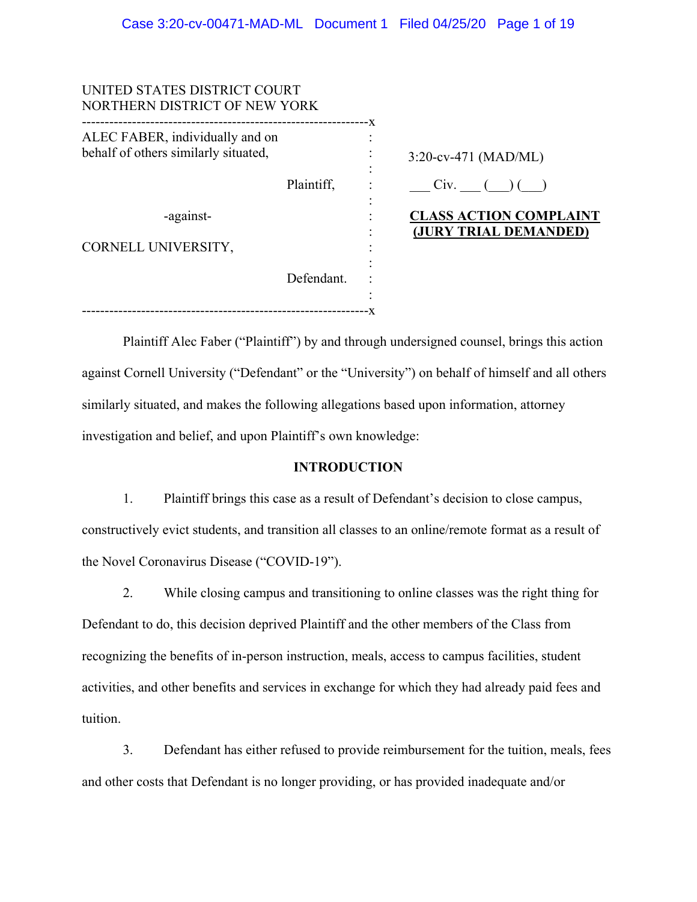UNITED STATES DISTRICT COURT
NORTHERN DISTRICT OF NEW YORK

| | |
|---|---|
| ALEC FABER, individually and on behalf of others similarly situated, Plaintiff, | 3:20-cv-471 (MAD/ML) |
| -against- | ___ Civ. ___ (___) (___) |
| CORNELL UNIVERSITY, Defendant. | **CLASS ACTION COMPLAINT (JURY TRIAL DEMANDED)** |

Plaintiff Alec Faber ("Plaintiff") by and through undersigned counsel, brings this action against Cornell University ("Defendant" or the "University") on behalf of himself and all others similarly situated, and makes the following allegations based upon information, attorney investigation and belief, and upon Plaintiff's own knowledge:

## INTRODUCTION

1. Plaintiff brings this case as a result of Defendant's decision to close campus, constructively evict students, and transition all classes to an online/remote format as a result of the Novel Coronavirus Disease ("COVID-19").

2. While closing campus and transitioning to online classes was the right thing for Defendant to do, this decision deprived Plaintiff and the other members of the Class from recognizing the benefits of in-person instruction, meals, access to campus facilities, student activities, and other benefits and services in exchange for which they had already paid fees and tuition.

3. Defendant has either refused to provide reimbursement for the tuition, meals, fees and other costs that Defendant is no longer providing, or has provided inadequate and/or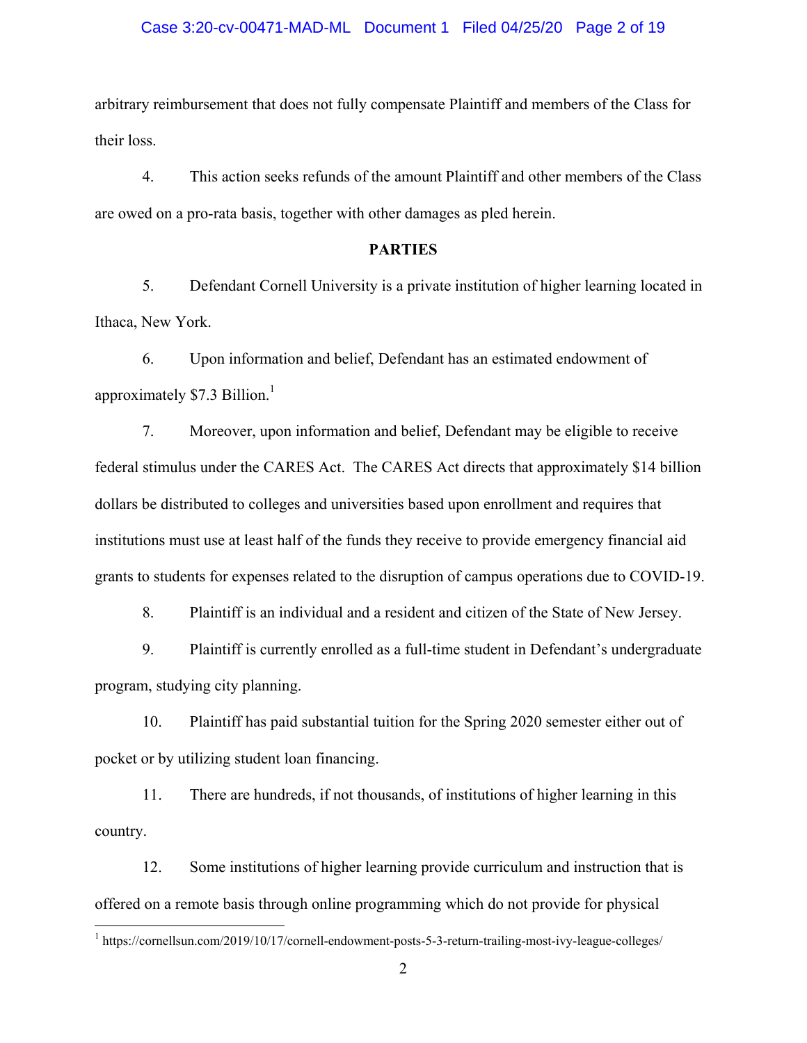arbitrary reimbursement that does not fully compensate Plaintiff and members of the Class for their loss.

4. This action seeks refunds of the amount Plaintiff and other members of the Class are owed on a pro-rata basis, together with other damages as pled herein.

**PARTIES**

5. Defendant Cornell University is a private institution of higher learning located in Ithaca, New York.

6. Upon information and belief, Defendant has an estimated endowment of approximately $7.3 Billion.[1]

7. Moreover, upon information and belief, Defendant may be eligible to receive federal stimulus under the CARES Act. The CARES Act directs that approximately $14 billion dollars be distributed to colleges and universities based upon enrollment and requires that institutions must use at least half of the funds they receive to provide emergency financial aid grants to students for expenses related to the disruption of campus operations due to COVID-19.

8. Plaintiff is an individual and a resident and citizen of the State of New Jersey.

9. Plaintiff is currently enrolled as a full-time student in Defendant's undergraduate program, studying city planning.

10. Plaintiff has paid substantial tuition for the Spring 2020 semester either out of pocket or by utilizing student loan financing.

11. There are hundreds, if not thousands, of institutions of higher learning in this country.

12. Some institutions of higher learning provide curriculum and instruction that is offered on a remote basis through online programming which do not provide for physical

---

[1] https://cornellsun.com/2019/10/17/cornell-endowment-posts-5-3-return-trailing-most-ivy-league-colleges/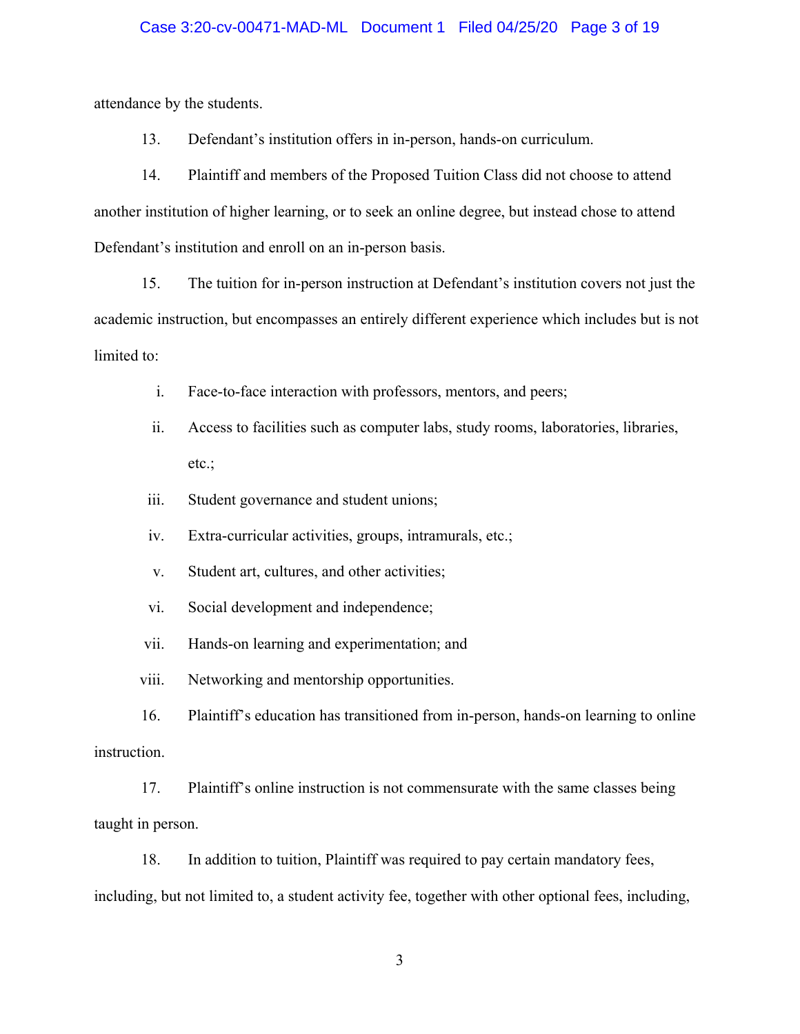attendance by the students.

13. Defendant's institution offers in in-person, hands-on curriculum.

14. Plaintiff and members of the Proposed Tuition Class did not choose to attend another institution of higher learning, or to seek an online degree, but instead chose to attend Defendant's institution and enroll on an in-person basis.

15. The tuition for in-person instruction at Defendant's institution covers not just the academic instruction, but encompasses an entirely different experience which includes but is not limited to:

i. Face-to-face interaction with professors, mentors, and peers;

ii. Access to facilities such as computer labs, study rooms, laboratories, libraries, etc.;

iii. Student governance and student unions;

iv. Extra-curricular activities, groups, intramurals, etc.;

v. Student art, cultures, and other activities;

vi. Social development and independence;

vii. Hands-on learning and experimentation; and

viii. Networking and mentorship opportunities.

16. Plaintiff's education has transitioned from in-person, hands-on learning to online instruction.

17. Plaintiff's online instruction is not commensurate with the same classes being taught in person.

18. In addition to tuition, Plaintiff was required to pay certain mandatory fees, including, but not limited to, a student activity fee, together with other optional fees, including,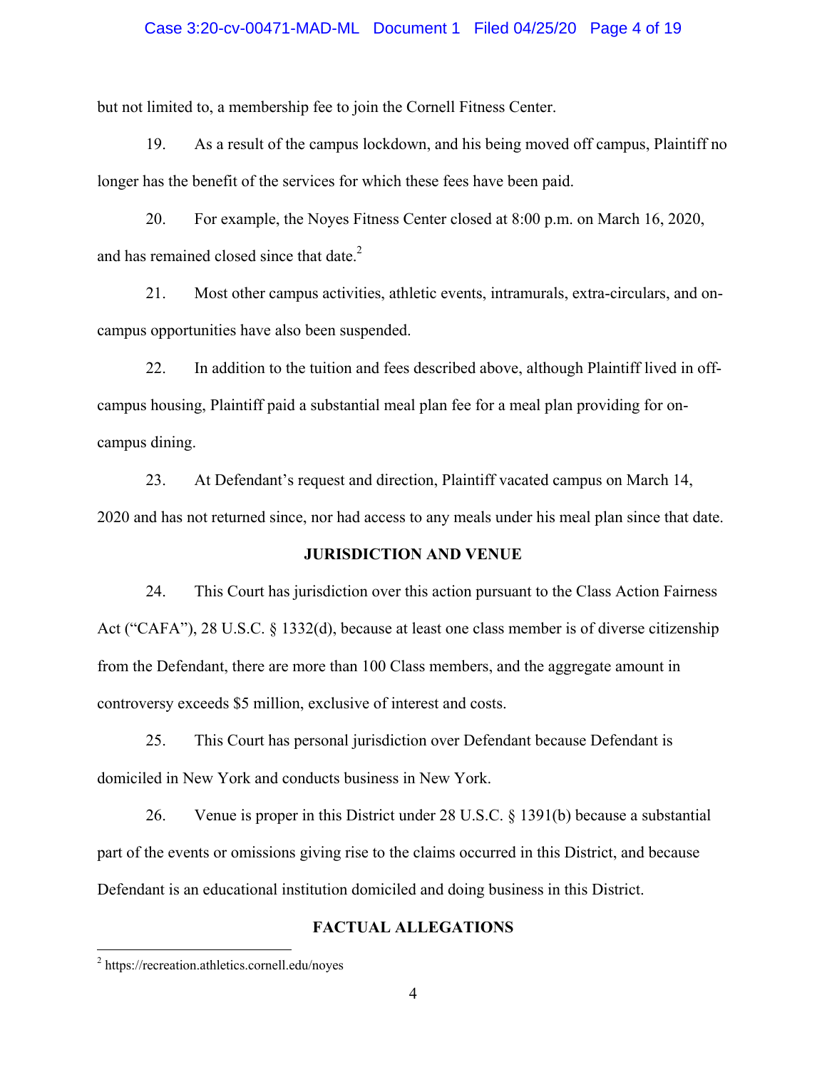but not limited to, a membership fee to join the Cornell Fitness Center.

19. As a result of the campus lockdown, and his being moved off campus, Plaintiff no longer has the benefit of the services for which these fees have been paid.

20. For example, the Noyes Fitness Center closed at 8:00 p.m. on March 16, 2020, and has remained closed since that date.[2]

21. Most other campus activities, athletic events, intramurals, extra-circulars, and on-campus opportunities have also been suspended.

22. In addition to the tuition and fees described above, although Plaintiff lived in off-campus housing, Plaintiff paid a substantial meal plan fee for a meal plan providing for on-campus dining.

23. At Defendant's request and direction, Plaintiff vacated campus on March 14, 2020 and has not returned since, nor had access to any meals under his meal plan since that date.

## JURISDICTION AND VENUE

24. This Court has jurisdiction over this action pursuant to the Class Action Fairness Act ("CAFA"), 28 U.S.C. § 1332(d), because at least one class member is of diverse citizenship from the Defendant, there are more than 100 Class members, and the aggregate amount in controversy exceeds $5 million, exclusive of interest and costs.

25. This Court has personal jurisdiction over Defendant because Defendant is domiciled in New York and conducts business in New York.

26. Venue is proper in this District under 28 U.S.C. § 1391(b) because a substantial part of the events or omissions giving rise to the claims occurred in this District, and because Defendant is an educational institution domiciled and doing business in this District.

## FACTUAL ALLEGATIONS

[2] https://recreation.athletics.cornell.edu/noyes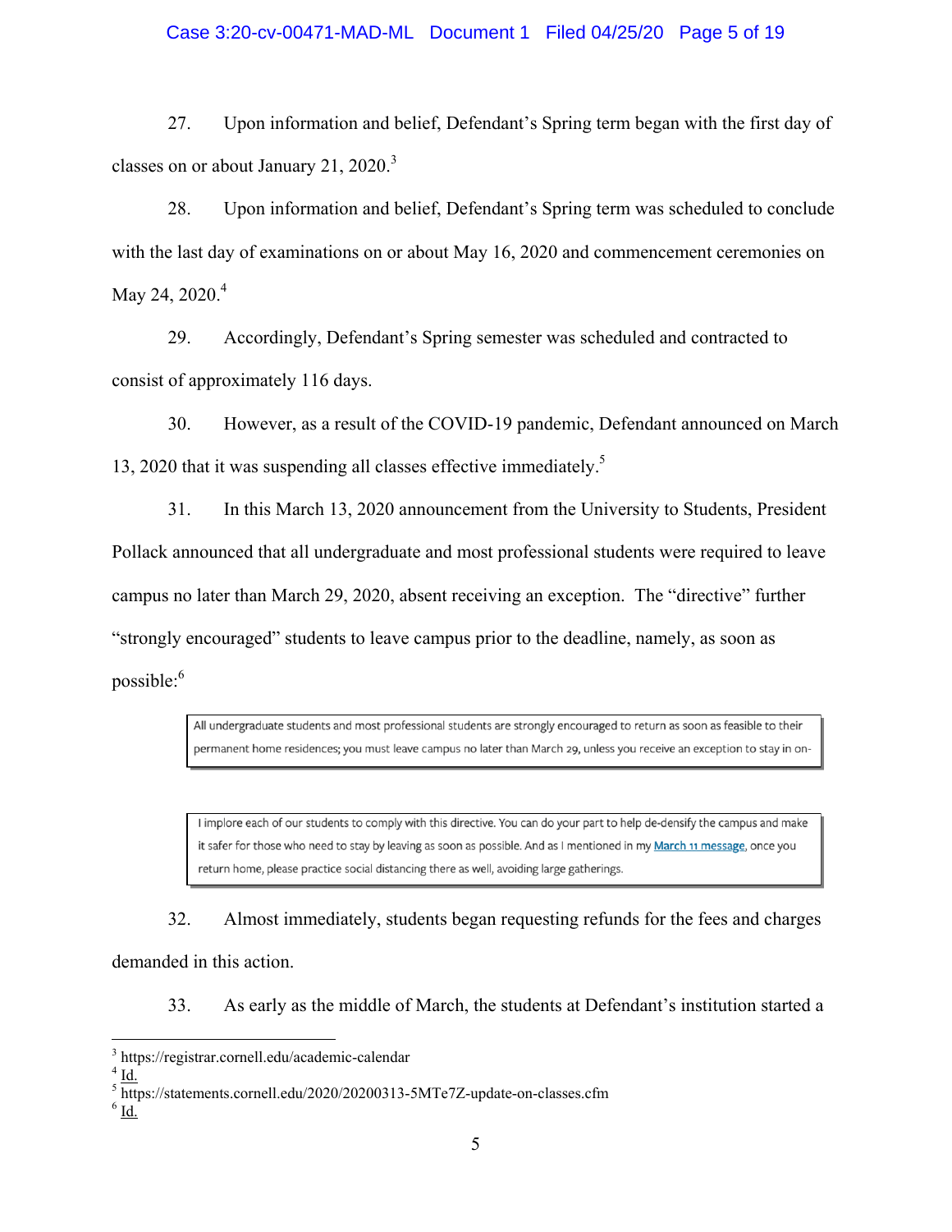27. Upon information and belief, Defendant's Spring term began with the first day of classes on or about January 21, 2020.[3]

28. Upon information and belief, Defendant's Spring term was scheduled to conclude with the last day of examinations on or about May 16, 2020 and commencement ceremonies on May 24, 2020.[4]

29. Accordingly, Defendant's Spring semester was scheduled and contracted to consist of approximately 116 days.

30. However, as a result of the COVID-19 pandemic, Defendant announced on March 13, 2020 that it was suspending all classes effective immediately.[5]

31. In this March 13, 2020 announcement from the University to Students, President Pollack announced that all undergraduate and most professional students were required to leave campus no later than March 29, 2020, absent receiving an exception. The "directive" further "strongly encouraged" students to leave campus prior to the deadline, namely, as soon as possible:[6]

> All undergraduate students and most professional students are strongly encouraged to return as soon as feasible to their permanent home residences; you must leave campus no later than March 29, unless you receive an exception to stay in on-

> I implore each of our students to comply with this directive. You can do your part to help de-densify the campus and make it safer for those who need to stay by leaving as soon as possible. And as I mentioned in my March 11 message, once you return home, please practice social distancing there as well, avoiding large gatherings.

32. Almost immediately, students began requesting refunds for the fees and charges demanded in this action.

33. As early as the middle of March, the students at Defendant's institution started a

---

[3] https://registrar.cornell.edu/academic-calendar

[4] Id.

[5] https://statements.cornell.edu/2020/20200313-5MTe7Z-update-on-classes.cfm

[6] Id.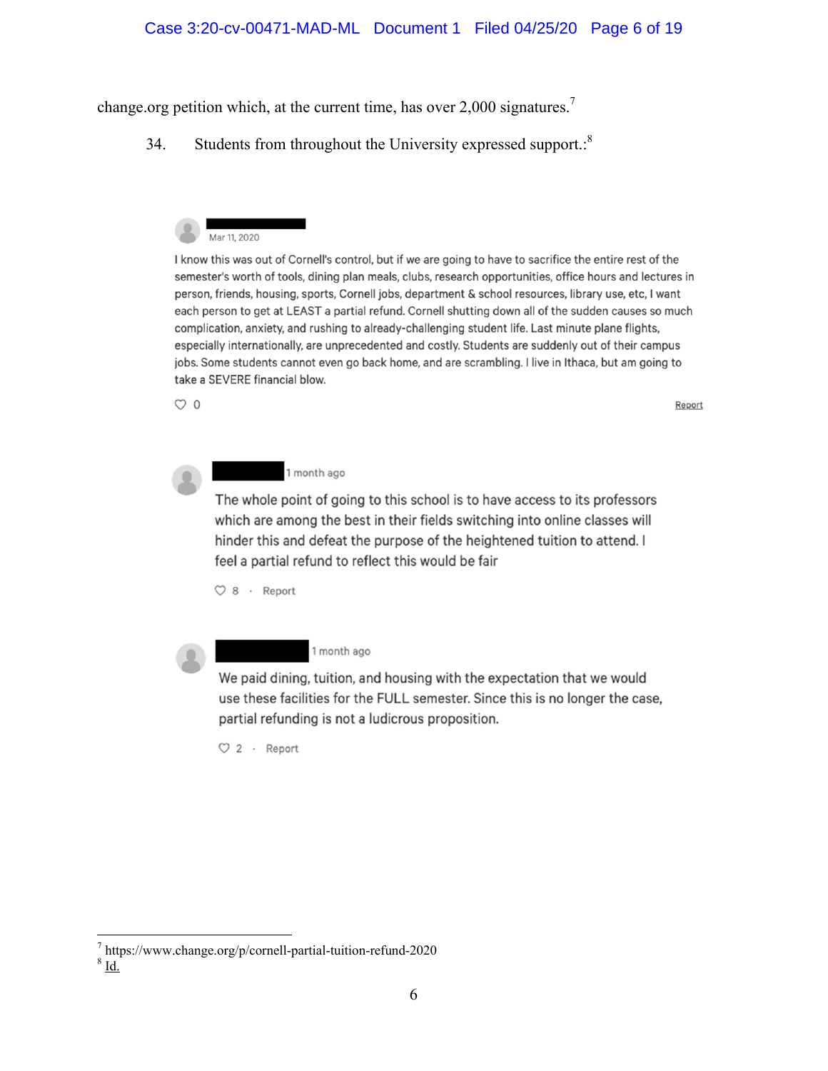change.org petition which, at the current time, has over 2,000 signatures.[7]

34. Students from throughout the University expressed support.:[8]

Mar 11, 2020

I know this was out of Cornell's control, but if we are going to have to sacrifice the entire rest of the semester's worth of tools, dining plan meals, clubs, research opportunities, office hours and lectures in person, friends, housing, sports, Cornell jobs, department & school resources, library use, etc, I want each person to get at LEAST a partial refund. Cornell shutting down all of the sudden causes so much complication, anxiety, and rushing to already-challenging student life. Last minute plane flights, especially internationally, are unprecedented and costly. Students are suddenly out of their campus jobs. Some students cannot even go back home, and are scrambling. I live in Ithaca, but am going to take a SEVERE financial blow.

♡ 0 Report

1 month ago

The whole point of going to this school is to have access to its professors which are among the best in their fields switching into online classes will hinder this and defeat the purpose of the heightened tuition to attend. I feel a partial refund to reflect this would be fair

♡ 8 · Report

1 month ago

We paid dining, tuition, and housing with the expectation that we would use these facilities for the FULL semester. Since this is no longer the case, partial refunding is not a ludicrous proposition.

♡ 2 · Report

---

[7] https://www.change.org/p/cornell-partial-tuition-refund-2020

[8] Id.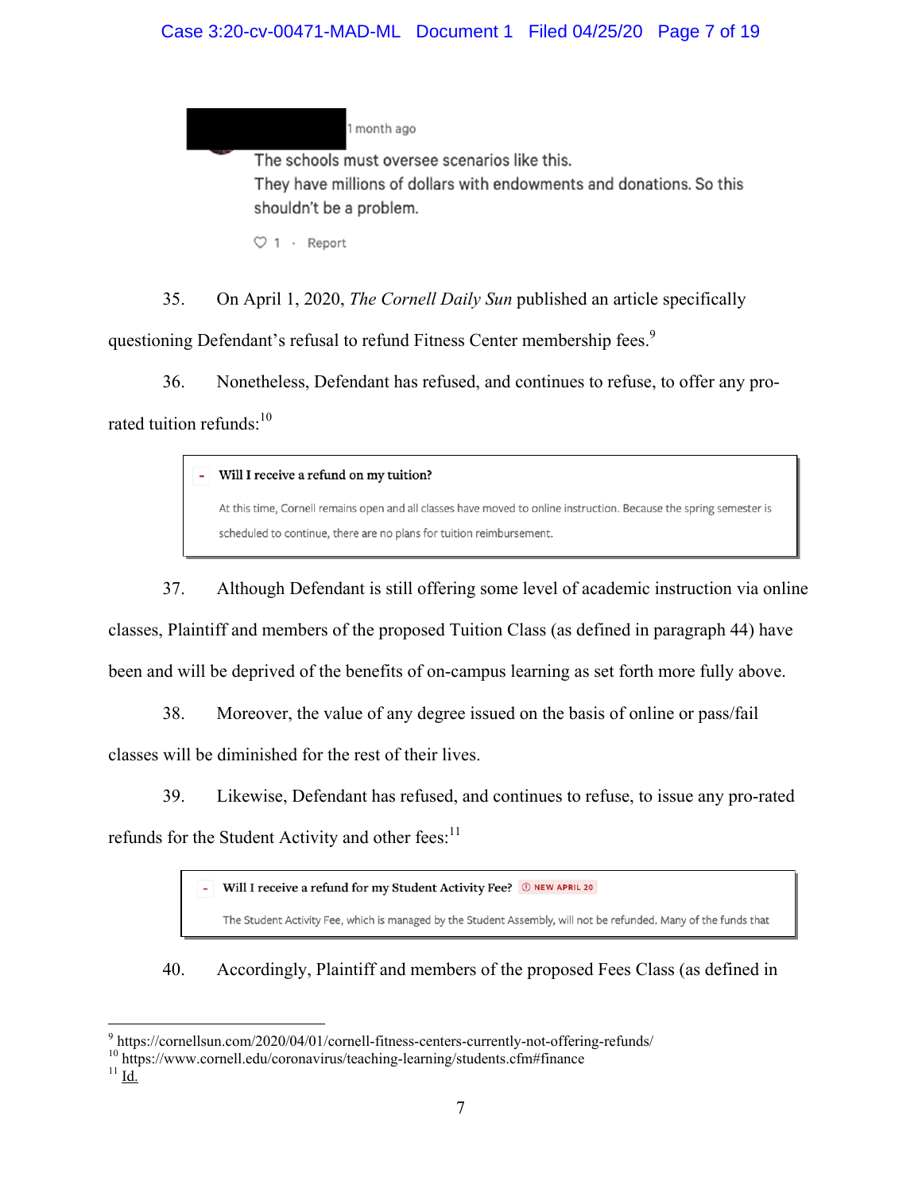1 month ago

The schools must oversee scenarios like this.
They have millions of dollars with endowments and donations. So this shouldn't be a problem.

♡ 1 · Report

35. On April 1, 2020, *The Cornell Daily Sun* published an article specifically questioning Defendant's refusal to refund Fitness Center membership fees.[9]

36. Nonetheless, Defendant has refused, and continues to refuse, to offer any pro-rated tuition refunds:[10]

> **Will I receive a refund on my tuition?**
>
> At this time, Cornell remains open and all classes have moved to online instruction. Because the spring semester is scheduled to continue, there are no plans for tuition reimbursement.

37. Although Defendant is still offering some level of academic instruction via online classes, Plaintiff and members of the proposed Tuition Class (as defined in paragraph 44) have been and will be deprived of the benefits of on-campus learning as set forth more fully above.

38. Moreover, the value of any degree issued on the basis of online or pass/fail classes will be diminished for the rest of their lives.

39. Likewise, Defendant has refused, and continues to refuse, to issue any pro-rated refunds for the Student Activity and other fees:[11]

> **Will I receive a refund for my Student Activity Fee?** NEW APRIL 20
>
> The Student Activity Fee, which is managed by the Student Assembly, will not be refunded. Many of the funds that

40. Accordingly, Plaintiff and members of the proposed Fees Class (as defined in

---

[9] https://cornellsun.com/2020/04/01/cornell-fitness-centers-currently-not-offering-refunds/

[10] https://www.cornell.edu/coronavirus/teaching-learning/students.cfm#finance

[11] Id.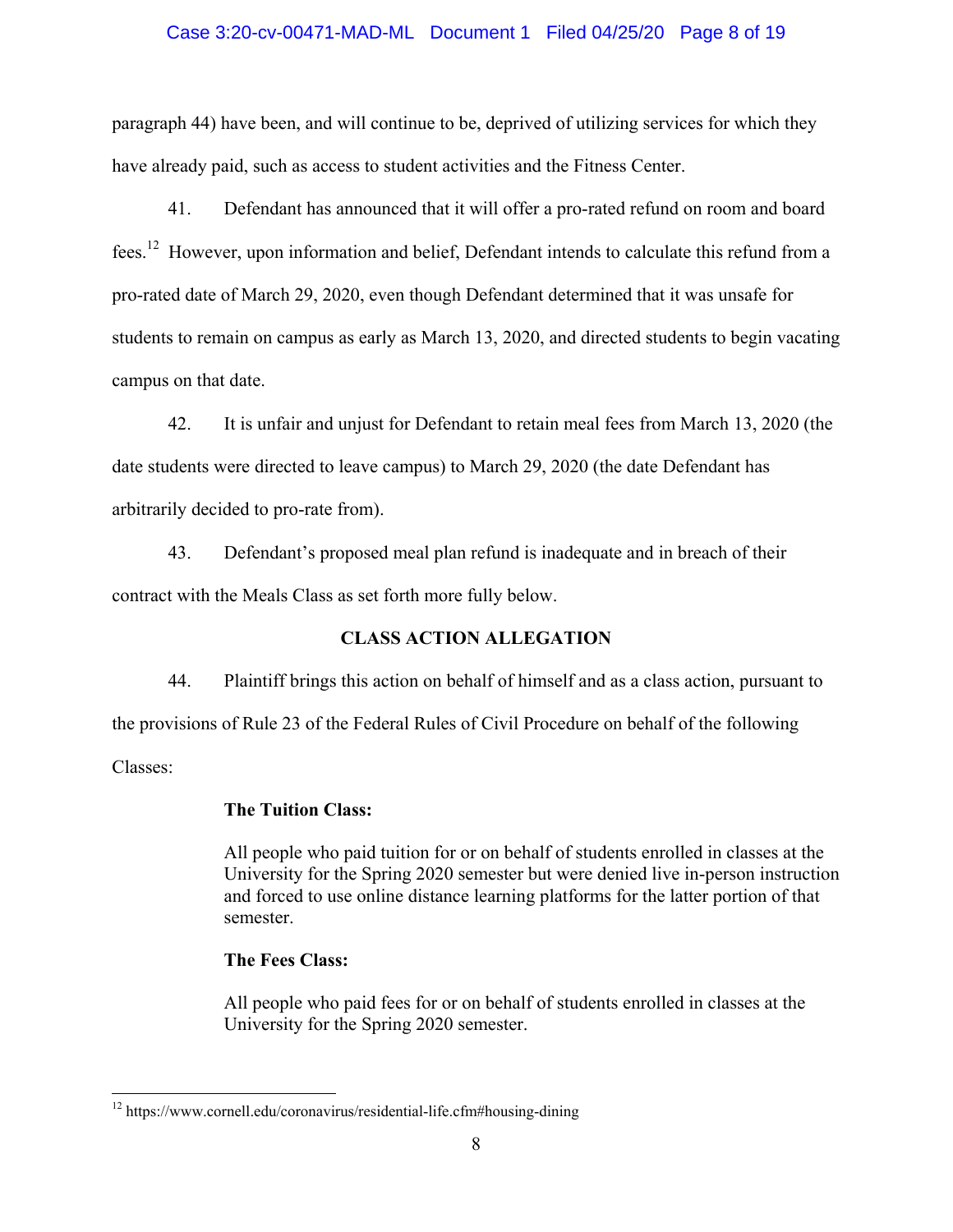paragraph 44) have been, and will continue to be, deprived of utilizing services for which they have already paid, such as access to student activities and the Fitness Center.

41. Defendant has announced that it will offer a pro-rated refund on room and board fees.[12] However, upon information and belief, Defendant intends to calculate this refund from a pro-rated date of March 29, 2020, even though Defendant determined that it was unsafe for students to remain on campus as early as March 13, 2020, and directed students to begin vacating campus on that date.

42. It is unfair and unjust for Defendant to retain meal fees from March 13, 2020 (the date students were directed to leave campus) to March 29, 2020 (the date Defendant has arbitrarily decided to pro-rate from).

43. Defendant's proposed meal plan refund is inadequate and in breach of their contract with the Meals Class as set forth more fully below.

## CLASS ACTION ALLEGATION

44. Plaintiff brings this action on behalf of himself and as a class action, pursuant to the provisions of Rule 23 of the Federal Rules of Civil Procedure on behalf of the following Classes:

> **The Tuition Class:**
>
> All people who paid tuition for or on behalf of students enrolled in classes at the University for the Spring 2020 semester but were denied live in-person instruction and forced to use online distance learning platforms for the latter portion of that semester.
>
> **The Fees Class:**
>
> All people who paid fees for or on behalf of students enrolled in classes at the University for the Spring 2020 semester.

---

[12] https://www.cornell.edu/coronavirus/residential-life.cfm#housing-dining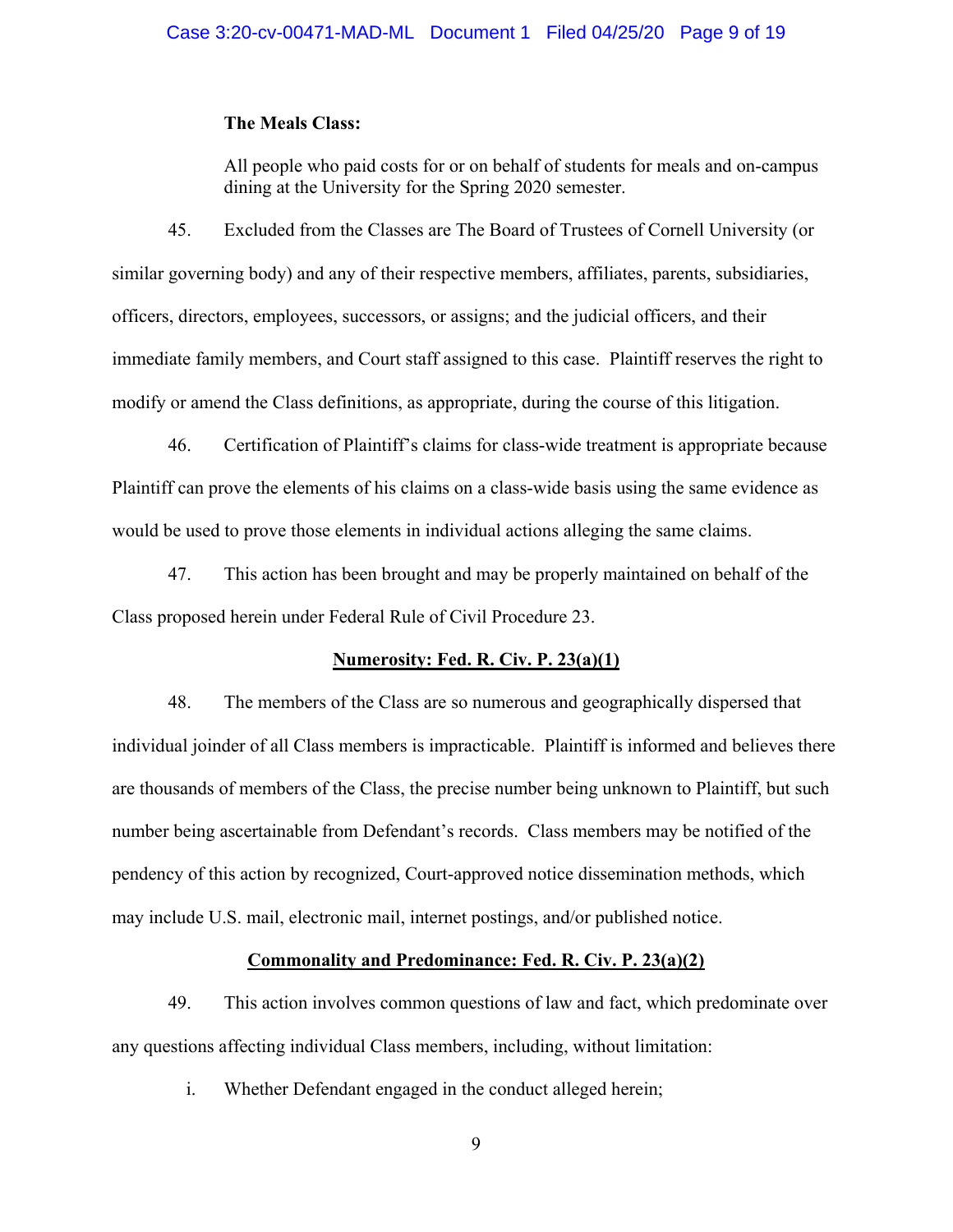**The Meals Class:**

All people who paid costs for or on behalf of students for meals and on-campus dining at the University for the Spring 2020 semester.

45. Excluded from the Classes are The Board of Trustees of Cornell University (or similar governing body) and any of their respective members, affiliates, parents, subsidiaries, officers, directors, employees, successors, or assigns; and the judicial officers, and their immediate family members, and Court staff assigned to this case. Plaintiff reserves the right to modify or amend the Class definitions, as appropriate, during the course of this litigation.

46. Certification of Plaintiff's claims for class-wide treatment is appropriate because Plaintiff can prove the elements of his claims on a class-wide basis using the same evidence as would be used to prove those elements in individual actions alleging the same claims.

47. This action has been brought and may be properly maintained on behalf of the Class proposed herein under Federal Rule of Civil Procedure 23.

**Numerosity: Fed. R. Civ. P. 23(a)(1)**

48. The members of the Class are so numerous and geographically dispersed that individual joinder of all Class members is impracticable. Plaintiff is informed and believes there are thousands of members of the Class, the precise number being unknown to Plaintiff, but such number being ascertainable from Defendant's records. Class members may be notified of the pendency of this action by recognized, Court-approved notice dissemination methods, which may include U.S. mail, electronic mail, internet postings, and/or published notice.

**Commonality and Predominance: Fed. R. Civ. P. 23(a)(2)**

49. This action involves common questions of law and fact, which predominate over any questions affecting individual Class members, including, without limitation:

i. Whether Defendant engaged in the conduct alleged herein;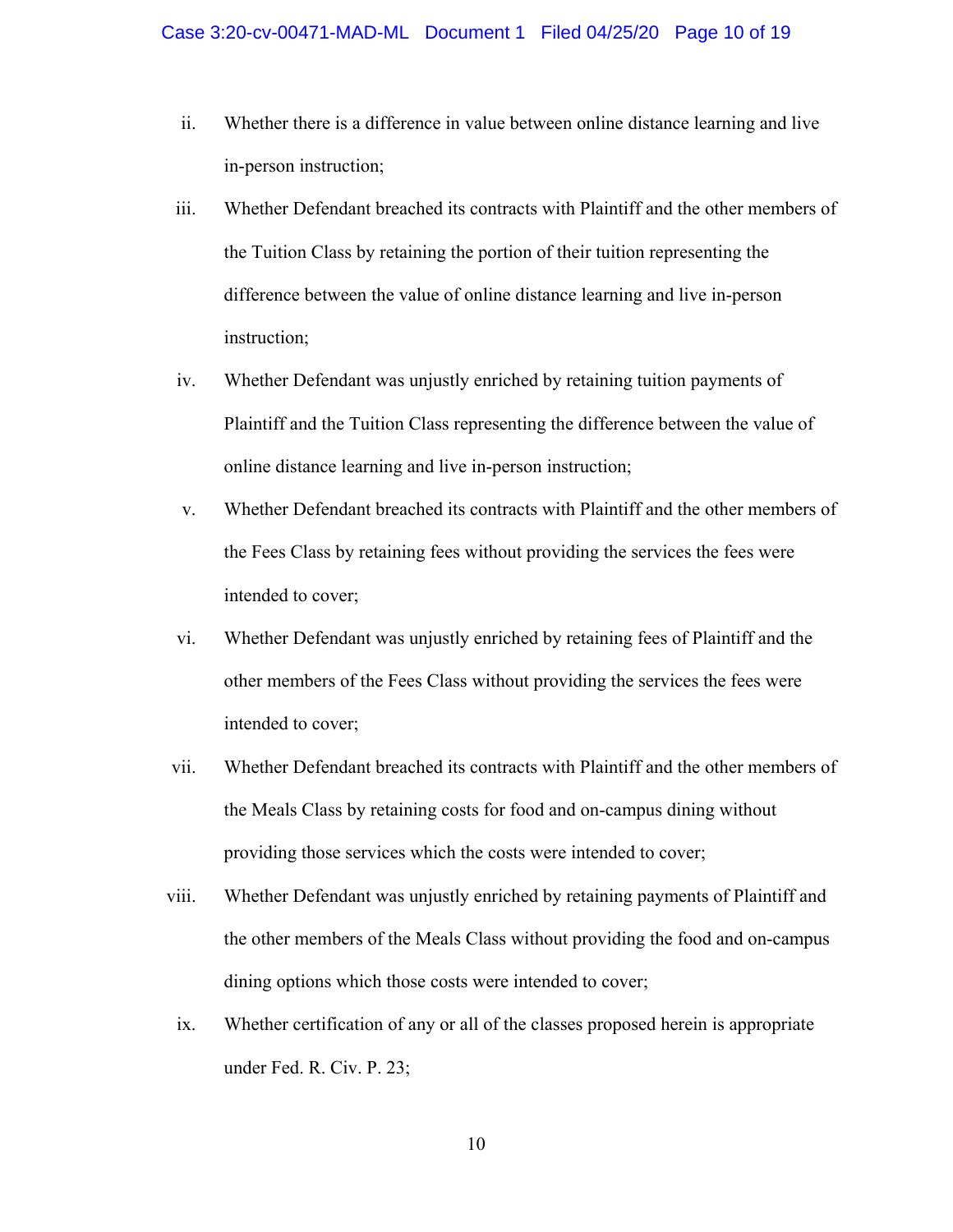ii. Whether there is a difference in value between online distance learning and live in-person instruction;

iii. Whether Defendant breached its contracts with Plaintiff and the other members of the Tuition Class by retaining the portion of their tuition representing the difference between the value of online distance learning and live in-person instruction;

iv. Whether Defendant was unjustly enriched by retaining tuition payments of Plaintiff and the Tuition Class representing the difference between the value of online distance learning and live in-person instruction;

v. Whether Defendant breached its contracts with Plaintiff and the other members of the Fees Class by retaining fees without providing the services the fees were intended to cover;

vi. Whether Defendant was unjustly enriched by retaining fees of Plaintiff and the other members of the Fees Class without providing the services the fees were intended to cover;

vii. Whether Defendant breached its contracts with Plaintiff and the other members of the Meals Class by retaining costs for food and on-campus dining without providing those services which the costs were intended to cover;

viii. Whether Defendant was unjustly enriched by retaining payments of Plaintiff and the other members of the Meals Class without providing the food and on-campus dining options which those costs were intended to cover;

ix. Whether certification of any or all of the classes proposed herein is appropriate under Fed. R. Civ. P. 23;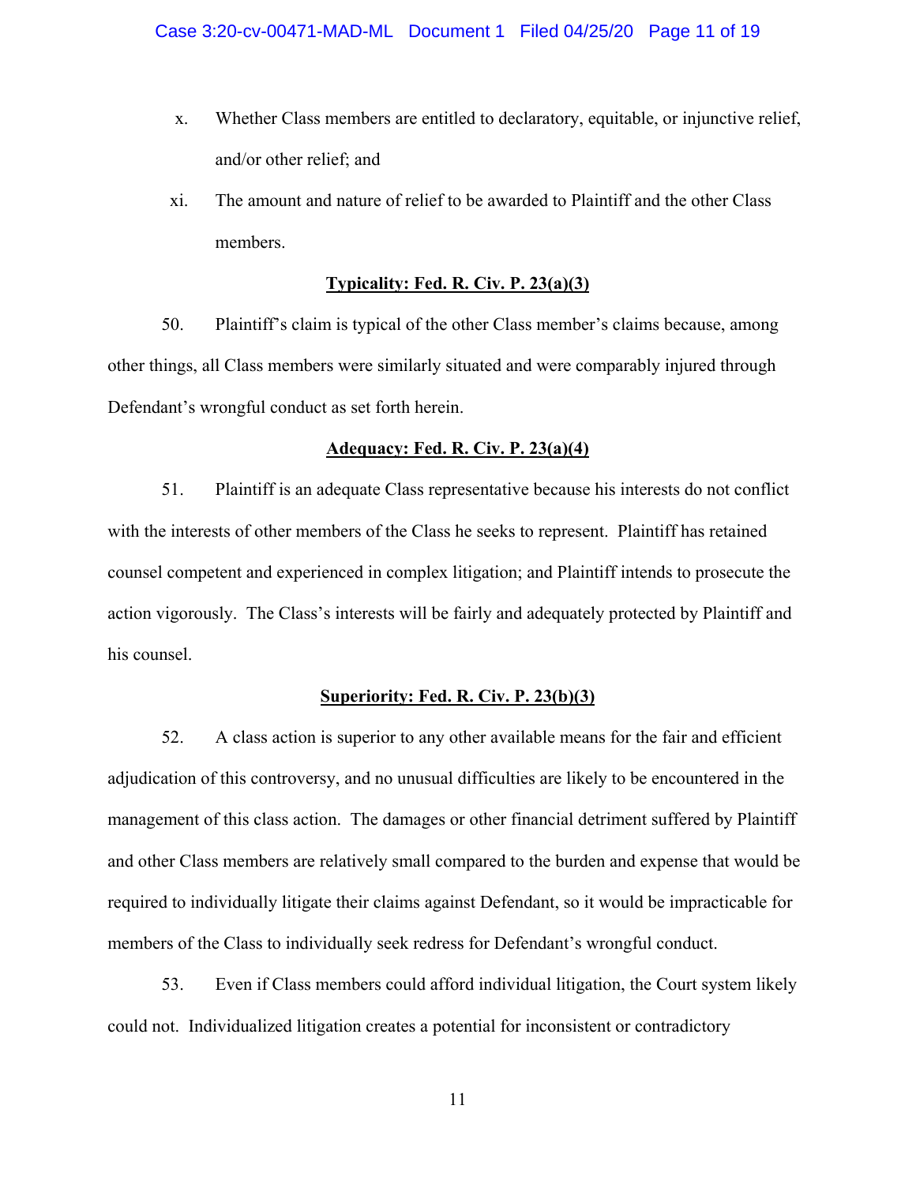x. Whether Class members are entitled to declaratory, equitable, or injunctive relief, and/or other relief; and

xi. The amount and nature of relief to be awarded to Plaintiff and the other Class members.

**Typicality: Fed. R. Civ. P. 23(a)(3)**

50. Plaintiff's claim is typical of the other Class member's claims because, among other things, all Class members were similarly situated and were comparably injured through Defendant's wrongful conduct as set forth herein.

**Adequacy: Fed. R. Civ. P. 23(a)(4)**

51. Plaintiff is an adequate Class representative because his interests do not conflict with the interests of other members of the Class he seeks to represent. Plaintiff has retained counsel competent and experienced in complex litigation; and Plaintiff intends to prosecute the action vigorously. The Class's interests will be fairly and adequately protected by Plaintiff and his counsel.

**Superiority: Fed. R. Civ. P. 23(b)(3)**

52. A class action is superior to any other available means for the fair and efficient adjudication of this controversy, and no unusual difficulties are likely to be encountered in the management of this class action. The damages or other financial detriment suffered by Plaintiff and other Class members are relatively small compared to the burden and expense that would be required to individually litigate their claims against Defendant, so it would be impracticable for members of the Class to individually seek redress for Defendant's wrongful conduct.

53. Even if Class members could afford individual litigation, the Court system likely could not. Individualized litigation creates a potential for inconsistent or contradictory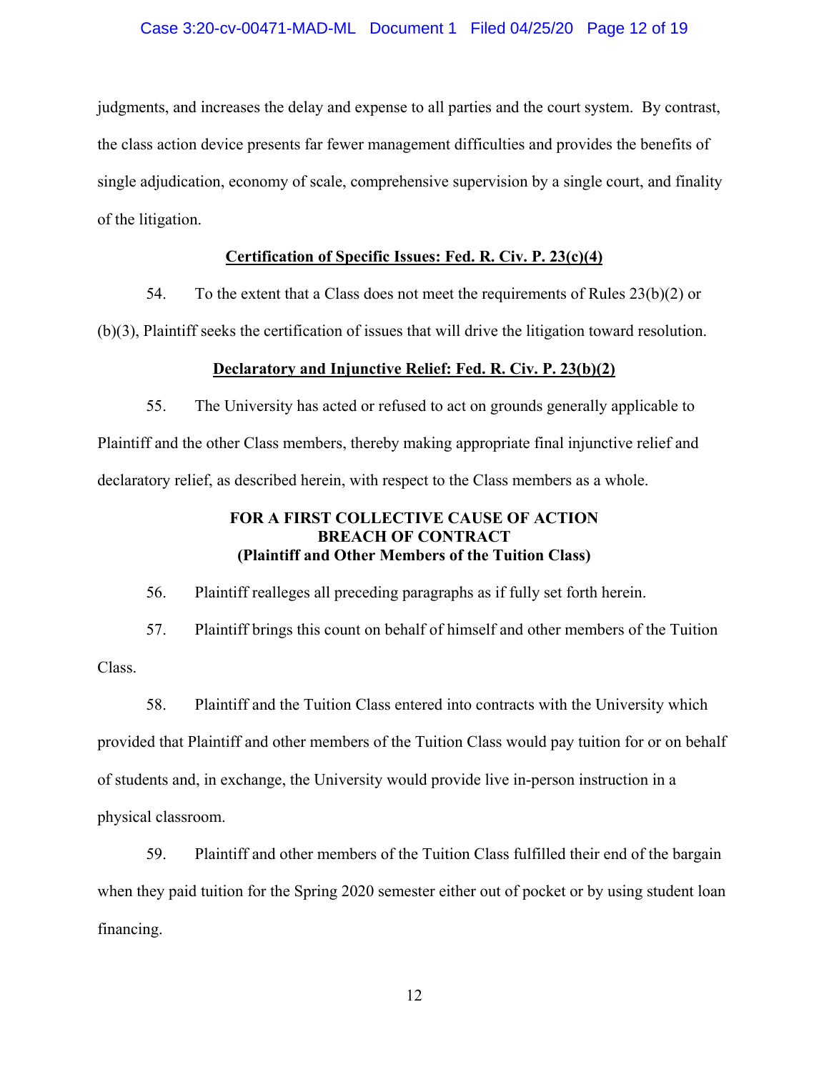judgments, and increases the delay and expense to all parties and the court system. By contrast, the class action device presents far fewer management difficulties and provides the benefits of single adjudication, economy of scale, comprehensive supervision by a single court, and finality of the litigation.

**Certification of Specific Issues: Fed. R. Civ. P. 23(c)(4)**

54. To the extent that a Class does not meet the requirements of Rules 23(b)(2) or (b)(3), Plaintiff seeks the certification of issues that will drive the litigation toward resolution.

**Declaratory and Injunctive Relief: Fed. R. Civ. P. 23(b)(2)**

55. The University has acted or refused to act on grounds generally applicable to Plaintiff and the other Class members, thereby making appropriate final injunctive relief and declaratory relief, as described herein, with respect to the Class members as a whole.

**FOR A FIRST COLLECTIVE CAUSE OF ACTION**
**BREACH OF CONTRACT**
**(Plaintiff and Other Members of the Tuition Class)**

56. Plaintiff realleges all preceding paragraphs as if fully set forth herein.

57. Plaintiff brings this count on behalf of himself and other members of the Tuition Class.

58. Plaintiff and the Tuition Class entered into contracts with the University which provided that Plaintiff and other members of the Tuition Class would pay tuition for or on behalf of students and, in exchange, the University would provide live in-person instruction in a physical classroom.

59. Plaintiff and other members of the Tuition Class fulfilled their end of the bargain when they paid tuition for the Spring 2020 semester either out of pocket or by using student loan financing.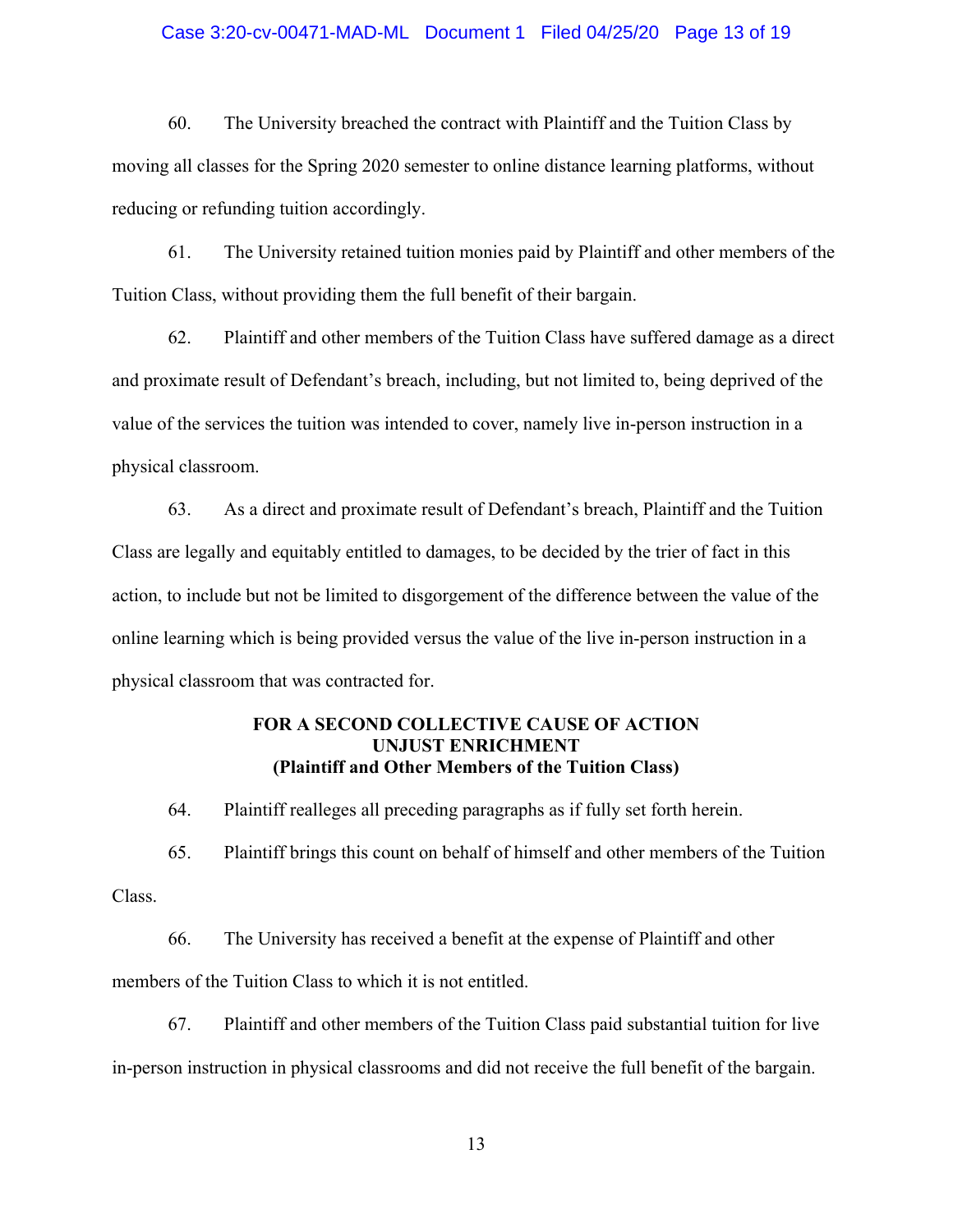60. The University breached the contract with Plaintiff and the Tuition Class by moving all classes for the Spring 2020 semester to online distance learning platforms, without reducing or refunding tuition accordingly.

61. The University retained tuition monies paid by Plaintiff and other members of the Tuition Class, without providing them the full benefit of their bargain.

62. Plaintiff and other members of the Tuition Class have suffered damage as a direct and proximate result of Defendant's breach, including, but not limited to, being deprived of the value of the services the tuition was intended to cover, namely live in-person instruction in a physical classroom.

63. As a direct and proximate result of Defendant's breach, Plaintiff and the Tuition Class are legally and equitably entitled to damages, to be decided by the trier of fact in this action, to include but not be limited to disgorgement of the difference between the value of the online learning which is being provided versus the value of the live in-person instruction in a physical classroom that was contracted for.

**FOR A SECOND COLLECTIVE CAUSE OF ACTION**
**UNJUST ENRICHMENT**
**(Plaintiff and Other Members of the Tuition Class)**

64. Plaintiff realleges all preceding paragraphs as if fully set forth herein.

65. Plaintiff brings this count on behalf of himself and other members of the Tuition Class.

66. The University has received a benefit at the expense of Plaintiff and other members of the Tuition Class to which it is not entitled.

67. Plaintiff and other members of the Tuition Class paid substantial tuition for live in-person instruction in physical classrooms and did not receive the full benefit of the bargain.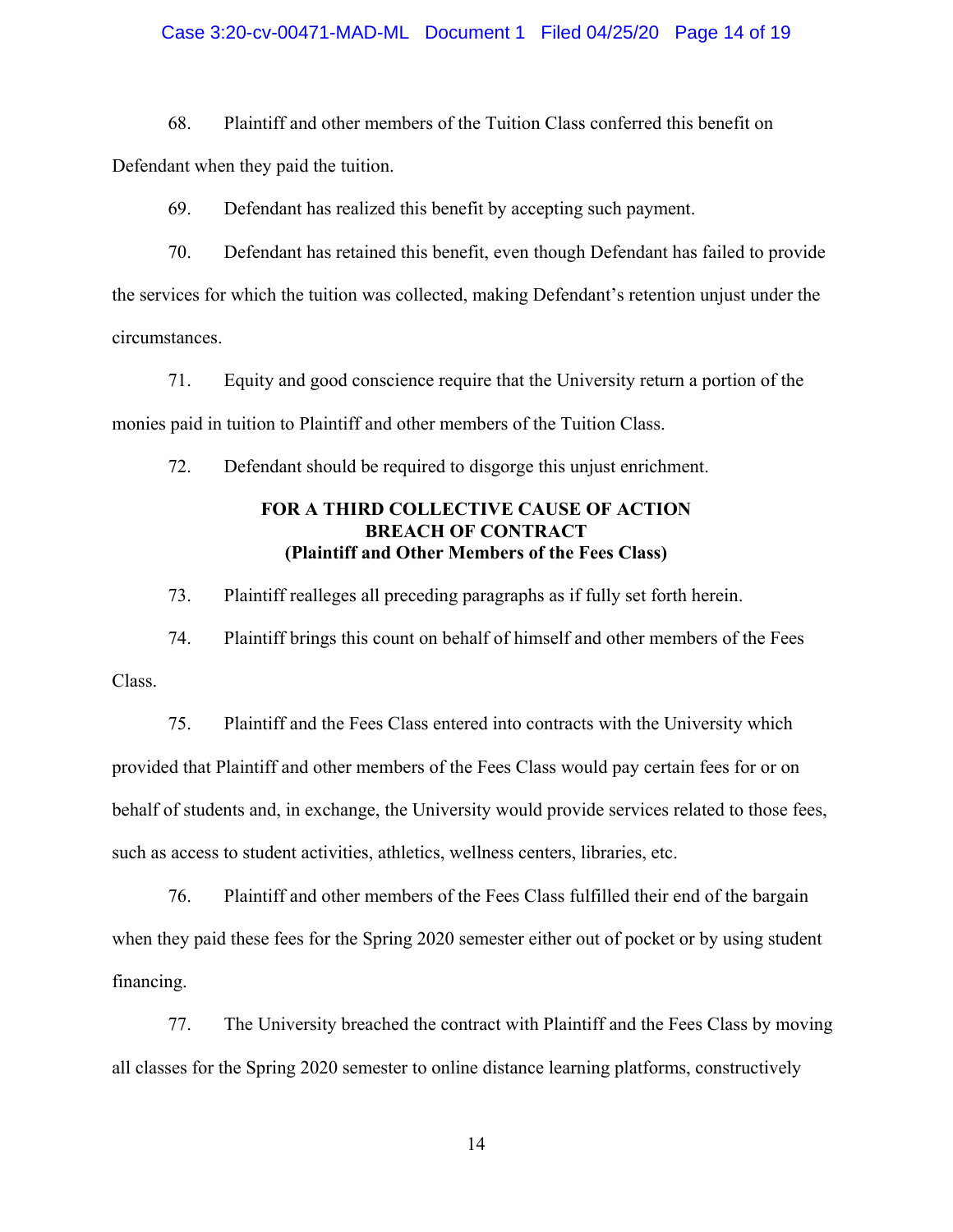68. Plaintiff and other members of the Tuition Class conferred this benefit on Defendant when they paid the tuition.

69. Defendant has realized this benefit by accepting such payment.

70. Defendant has retained this benefit, even though Defendant has failed to provide the services for which the tuition was collected, making Defendant's retention unjust under the circumstances.

71. Equity and good conscience require that the University return a portion of the monies paid in tuition to Plaintiff and other members of the Tuition Class.

72. Defendant should be required to disgorge this unjust enrichment.

**FOR A THIRD COLLECTIVE CAUSE OF ACTION**
**BREACH OF CONTRACT**
**(Plaintiff and Other Members of the Fees Class)**

73. Plaintiff realleges all preceding paragraphs as if fully set forth herein.

74. Plaintiff brings this count on behalf of himself and other members of the Fees Class.

75. Plaintiff and the Fees Class entered into contracts with the University which provided that Plaintiff and other members of the Fees Class would pay certain fees for or on behalf of students and, in exchange, the University would provide services related to those fees, such as access to student activities, athletics, wellness centers, libraries, etc.

76. Plaintiff and other members of the Fees Class fulfilled their end of the bargain when they paid these fees for the Spring 2020 semester either out of pocket or by using student financing.

77. The University breached the contract with Plaintiff and the Fees Class by moving all classes for the Spring 2020 semester to online distance learning platforms, constructively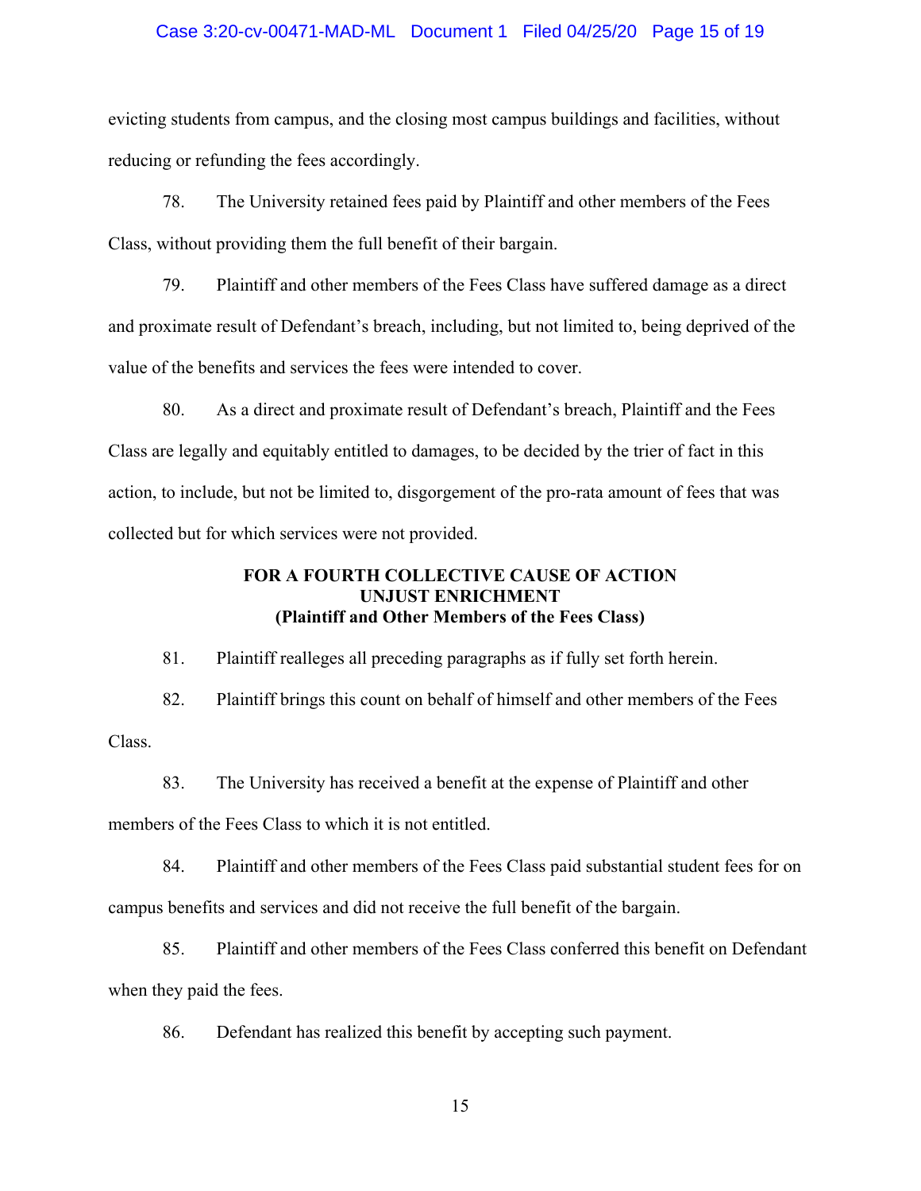evicting students from campus, and the closing most campus buildings and facilities, without reducing or refunding the fees accordingly.

78. The University retained fees paid by Plaintiff and other members of the Fees Class, without providing them the full benefit of their bargain.

79. Plaintiff and other members of the Fees Class have suffered damage as a direct and proximate result of Defendant's breach, including, but not limited to, being deprived of the value of the benefits and services the fees were intended to cover.

80. As a direct and proximate result of Defendant's breach, Plaintiff and the Fees Class are legally and equitably entitled to damages, to be decided by the trier of fact in this action, to include, but not be limited to, disgorgement of the pro-rata amount of fees that was collected but for which services were not provided.

**FOR A FOURTH COLLECTIVE CAUSE OF ACTION**
**UNJUST ENRICHMENT**
**(Plaintiff and Other Members of the Fees Class)**

81. Plaintiff realleges all preceding paragraphs as if fully set forth herein.

82. Plaintiff brings this count on behalf of himself and other members of the Fees Class.

83. The University has received a benefit at the expense of Plaintiff and other members of the Fees Class to which it is not entitled.

84. Plaintiff and other members of the Fees Class paid substantial student fees for on campus benefits and services and did not receive the full benefit of the bargain.

85. Plaintiff and other members of the Fees Class conferred this benefit on Defendant when they paid the fees.

86. Defendant has realized this benefit by accepting such payment.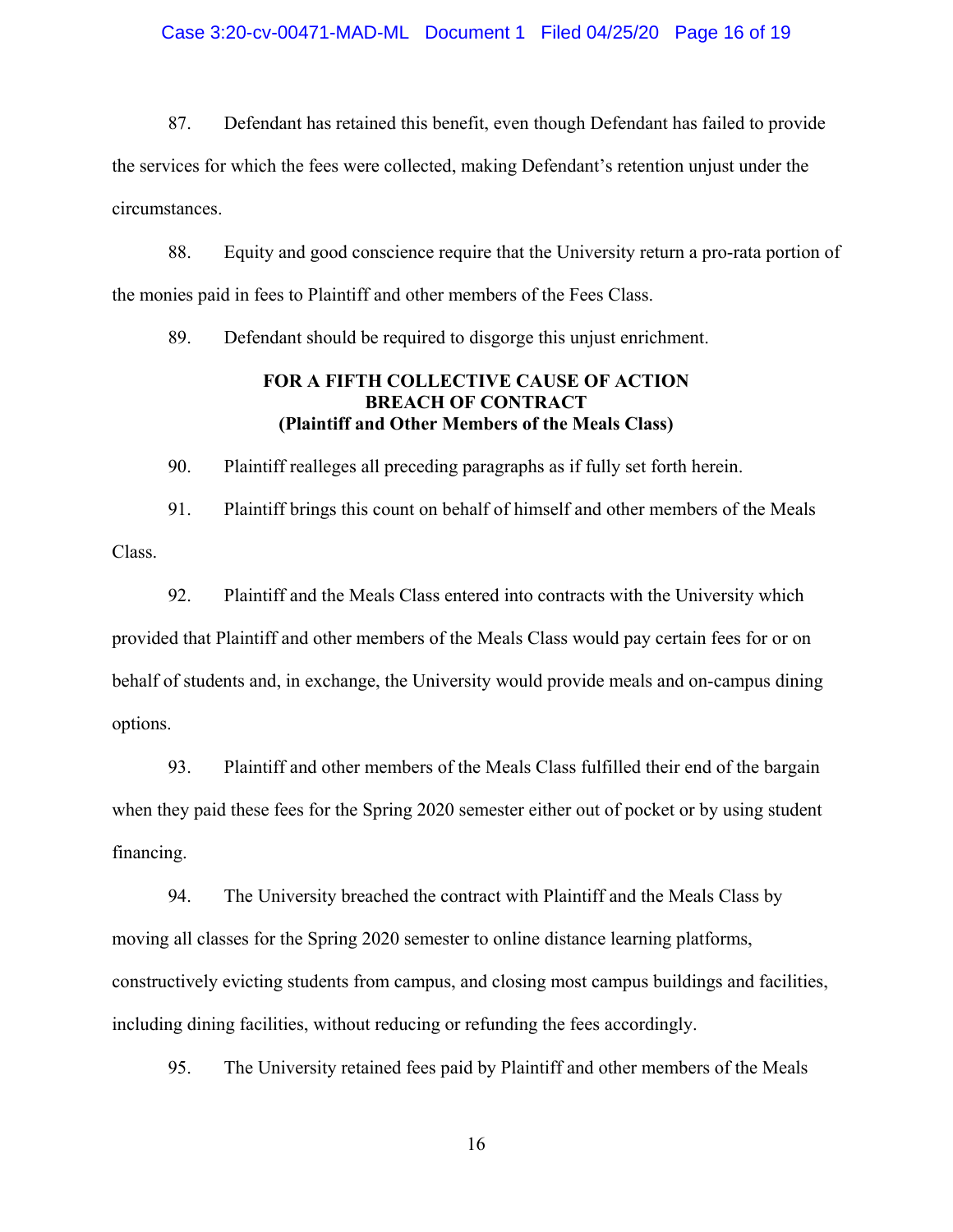87. Defendant has retained this benefit, even though Defendant has failed to provide the services for which the fees were collected, making Defendant's retention unjust under the circumstances.

88. Equity and good conscience require that the University return a pro-rata portion of the monies paid in fees to Plaintiff and other members of the Fees Class.

89. Defendant should be required to disgorge this unjust enrichment.

**FOR A FIFTH COLLECTIVE CAUSE OF ACTION**
**BREACH OF CONTRACT**
**(Plaintiff and Other Members of the Meals Class)**

90. Plaintiff realleges all preceding paragraphs as if fully set forth herein.

91. Plaintiff brings this count on behalf of himself and other members of the Meals Class.

92. Plaintiff and the Meals Class entered into contracts with the University which provided that Plaintiff and other members of the Meals Class would pay certain fees for or on behalf of students and, in exchange, the University would provide meals and on-campus dining options.

93. Plaintiff and other members of the Meals Class fulfilled their end of the bargain when they paid these fees for the Spring 2020 semester either out of pocket or by using student financing.

94. The University breached the contract with Plaintiff and the Meals Class by moving all classes for the Spring 2020 semester to online distance learning platforms, constructively evicting students from campus, and closing most campus buildings and facilities, including dining facilities, without reducing or refunding the fees accordingly.

95. The University retained fees paid by Plaintiff and other members of the Meals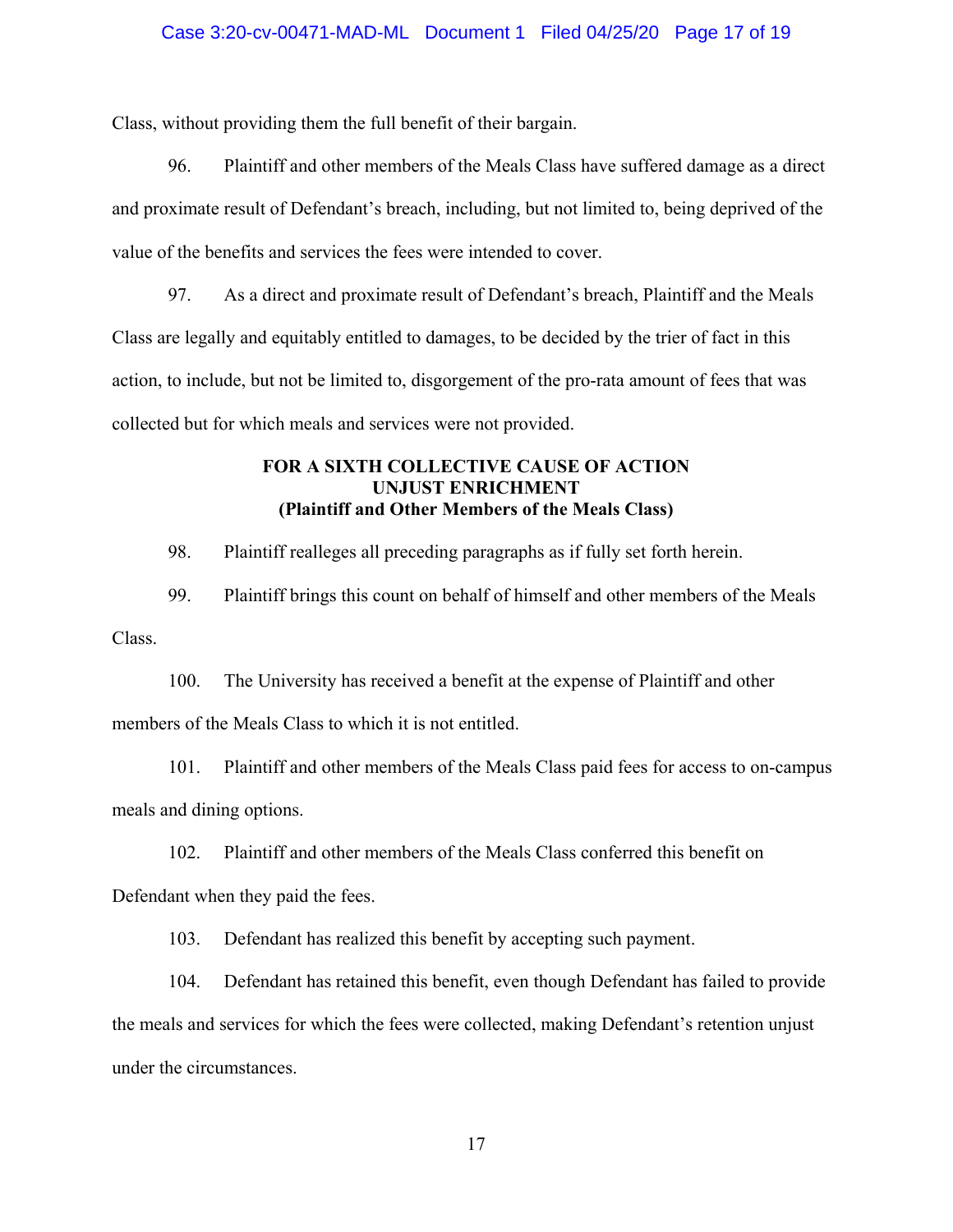Class, without providing them the full benefit of their bargain.

96. Plaintiff and other members of the Meals Class have suffered damage as a direct and proximate result of Defendant's breach, including, but not limited to, being deprived of the value of the benefits and services the fees were intended to cover.

97. As a direct and proximate result of Defendant's breach, Plaintiff and the Meals Class are legally and equitably entitled to damages, to be decided by the trier of fact in this action, to include, but not be limited to, disgorgement of the pro-rata amount of fees that was collected but for which meals and services were not provided.

**FOR A SIXTH COLLECTIVE CAUSE OF ACTION**
**UNJUST ENRICHMENT**
**(Plaintiff and Other Members of the Meals Class)**

98. Plaintiff realleges all preceding paragraphs as if fully set forth herein.

99. Plaintiff brings this count on behalf of himself and other members of the Meals Class.

100. The University has received a benefit at the expense of Plaintiff and other members of the Meals Class to which it is not entitled.

101. Plaintiff and other members of the Meals Class paid fees for access to on-campus meals and dining options.

102. Plaintiff and other members of the Meals Class conferred this benefit on Defendant when they paid the fees.

103. Defendant has realized this benefit by accepting such payment.

104. Defendant has retained this benefit, even though Defendant has failed to provide the meals and services for which the fees were collected, making Defendant's retention unjust under the circumstances.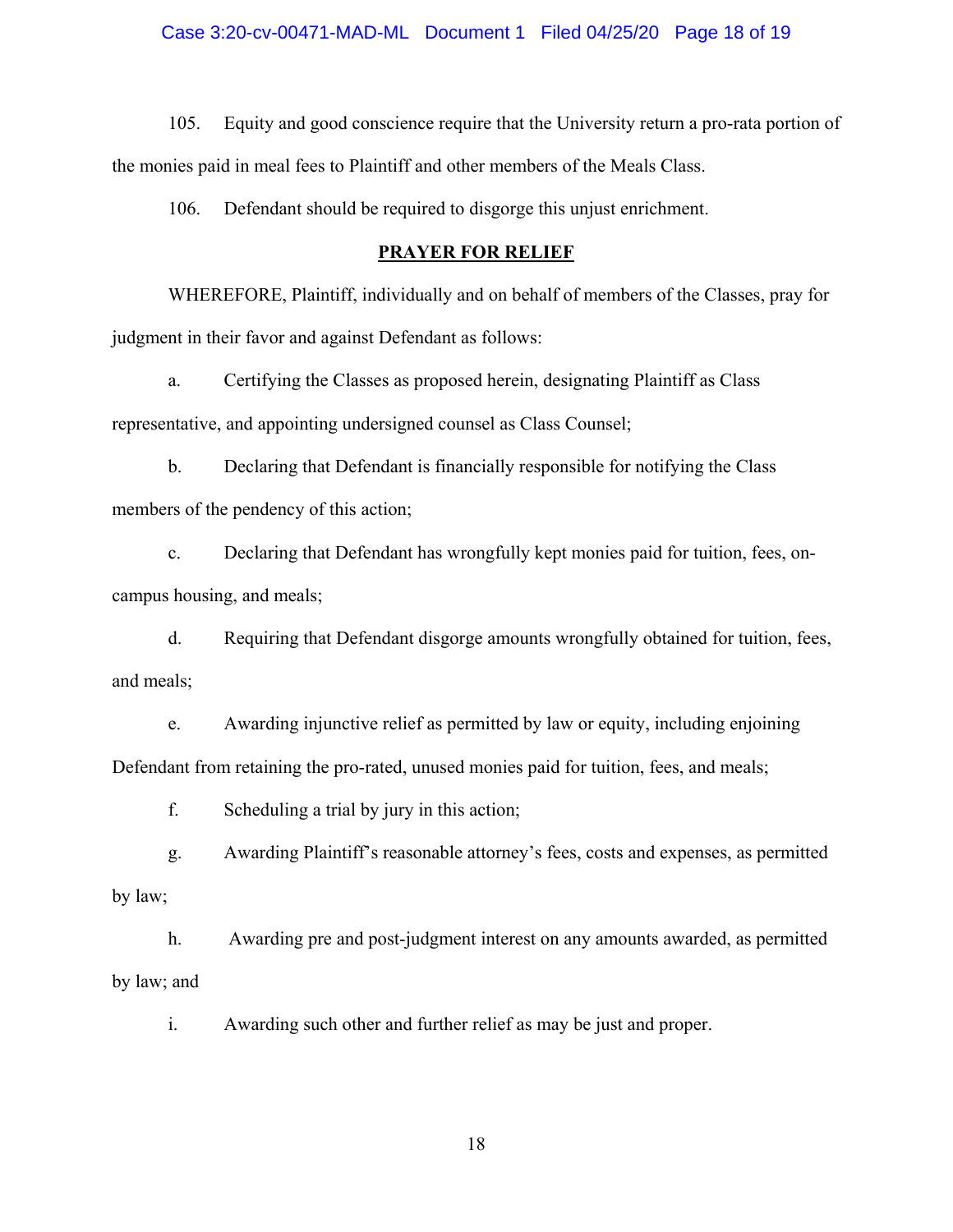105. Equity and good conscience require that the University return a pro-rata portion of the monies paid in meal fees to Plaintiff and other members of the Meals Class.

106. Defendant should be required to disgorge this unjust enrichment.

## PRAYER FOR RELIEF

WHEREFORE, Plaintiff, individually and on behalf of members of the Classes, pray for judgment in their favor and against Defendant as follows:

a. Certifying the Classes as proposed herein, designating Plaintiff as Class representative, and appointing undersigned counsel as Class Counsel;

b. Declaring that Defendant is financially responsible for notifying the Class members of the pendency of this action;

c. Declaring that Defendant has wrongfully kept monies paid for tuition, fees, on-campus housing, and meals;

d. Requiring that Defendant disgorge amounts wrongfully obtained for tuition, fees, and meals;

e. Awarding injunctive relief as permitted by law or equity, including enjoining Defendant from retaining the pro-rated, unused monies paid for tuition, fees, and meals;

f. Scheduling a trial by jury in this action;

g. Awarding Plaintiff's reasonable attorney's fees, costs and expenses, as permitted by law;

h. Awarding pre and post-judgment interest on any amounts awarded, as permitted by law; and

i. Awarding such other and further relief as may be just and proper.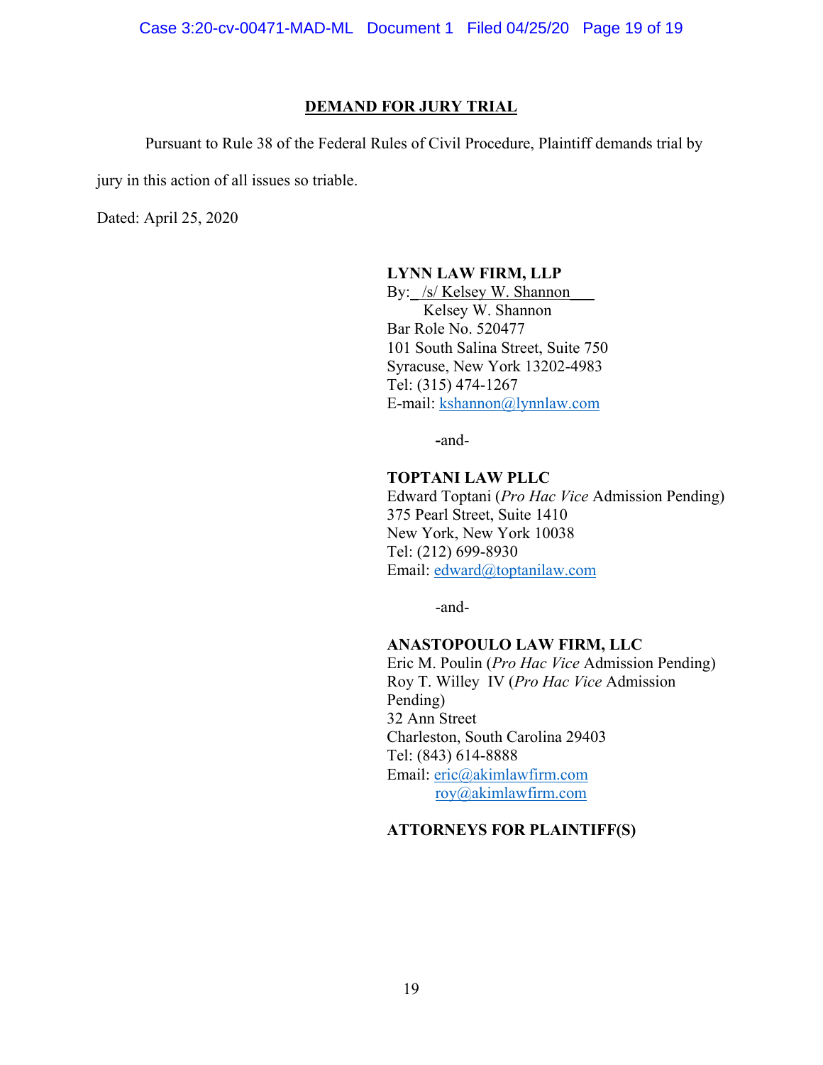## DEMAND FOR JURY TRIAL

Pursuant to Rule 38 of the Federal Rules of Civil Procedure, Plaintiff demands trial by jury in this action of all issues so triable.

Dated: April 25, 2020

**LYNN LAW FIRM, LLP**
By: /s/ Kelsey W. Shannon
Kelsey W. Shannon
Bar Role No. 520477
101 South Salina Street, Suite 750
Syracuse, New York 13202-4983
Tel: (315) 474-1267
E-mail: kshannon@lynnlaw.com

-and-

**TOPTANI LAW PLLC**
Edward Toptani (*Pro Hac Vice* Admission Pending)
375 Pearl Street, Suite 1410
New York, New York 10038
Tel: (212) 699-8930
Email: edward@toptanilaw.com

-and-

**ANASTOPOULO LAW FIRM, LLC**
Eric M. Poulin (*Pro Hac Vice* Admission Pending)
Roy T. Willey IV (*Pro Hac Vice* Admission Pending)
32 Ann Street
Charleston, South Carolina 29403
Tel: (843) 614-8888
Email: eric@akimlawfirm.com
roy@akimlawfirm.com

**ATTORNEYS FOR PLAINTIFF(S)**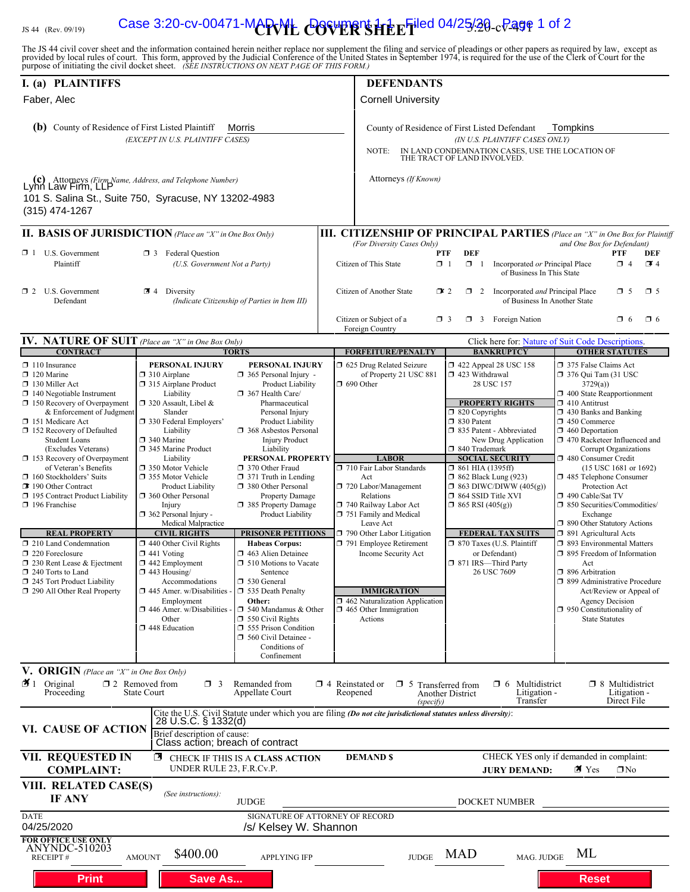JS 44 (Rev. 09/19)

# CIVIL COVER SHEET

The JS 44 civil cover sheet and the information contained herein neither replace nor supplement the filing and service of pleadings or other papers as required by law, except as provided by local rules of court. This form, approved by the Judicial Conference of the United States in September 1974, is required for the use of the Clerk of Court for the purpose of initiating the civil docket sheet. *(SEE INSTRUCTIONS ON NEXT PAGE OF THIS FORM.)*

## I. (a) PLAINTIFFS

Faber, Alec

**(b)** County of Residence of First Listed Plaintiff: Morris
*(EXCEPT IN U.S. PLAINTIFF CASES)*

**(c)** Attorneys *(Firm Name, Address, and Telephone Number)*
Lynn Law Firm, LLP
101 S. Salina St., Suite 750, Syracuse, NY 13202-4983
(315) 474-1267

## DEFENDANTS

Cornell University

County of Residence of First Listed Defendant: Tompkins
*(IN U.S. PLAINTIFF CASES ONLY)*

NOTE: IN LAND CONDEMNATION CASES, USE THE LOCATION OF THE TRACT OF LAND INVOLVED.

Attorneys *(If Known)*

## II. BASIS OF JURISDICTION *(Place an "X" in One Box Only)*

- ☐ 1 U.S. Government Plaintiff
- ☐ 3 Federal Question *(U.S. Government Not a Party)*
- ☐ 2 U.S. Government Defendant
- ☒ 4 Diversity *(Indicate Citizenship of Parties in Item III)*

## III. CITIZENSHIP OF PRINCIPAL PARTIES *(Place an "X" in One Box for Plaintiff and One Box for Defendant)* *(For Diversity Cases Only)*

| | PTF | DEF | | PTF | DEF |
|---|---|---|---|---|---|
| Citizen of This State | ☐ 1 | ☐ 1 | Incorporated *or* Principal Place of Business In This State | ☐ 4 | ☒ 4 |
| Citizen of Another State | ☒ 2 | ☐ 2 | Incorporated *and* Principal Place of Business In Another State | ☐ 5 | ☐ 5 |
| Citizen or Subject of a Foreign Country | ☐ 3 | ☐ 3 | Foreign Nation | ☐ 6 | ☐ 6 |

## IV. NATURE OF SUIT *(Place an "X" in One Box Only)*

Click here for: Nature of Suit Code Descriptions.

**CONTRACT**
- ☐ 110 Insurance
- ☐ 120 Marine
- ☐ 130 Miller Act
- ☐ 140 Negotiable Instrument
- ☐ 150 Recovery of Overpayment & Enforcement of Judgment
- ☐ 151 Medicare Act
- ☐ 152 Recovery of Defaulted Student Loans (Excludes Veterans)
- ☐ 153 Recovery of Overpayment of Veteran's Benefits
- ☐ 160 Stockholders' Suits
- ☒ 190 Other Contract
- ☐ 195 Contract Product Liability
- ☐ 196 Franchise

**REAL PROPERTY**
- ☐ 210 Land Condemnation
- ☐ 220 Foreclosure
- ☐ 230 Rent Lease & Ejectment
- ☐ 240 Torts to Land
- ☐ 245 Tort Product Liability
- ☐ 290 All Other Real Property

**TORTS — PERSONAL INJURY**
- ☐ 310 Airplane
- ☐ 315 Airplane Product Liability
- ☐ 320 Assault, Libel & Slander
- ☐ 330 Federal Employers' Liability
- ☐ 340 Marine
- ☐ 345 Marine Product Liability
- ☐ 350 Motor Vehicle
- ☐ 355 Motor Vehicle Product Liability
- ☐ 360 Other Personal Injury
- ☐ 362 Personal Injury - Medical Malpractice

**TORTS — PERSONAL INJURY**
- ☐ 365 Personal Injury - Product Liability
- ☐ 367 Health Care/ Pharmaceutical Personal Injury Product Liability
- ☐ 368 Asbestos Personal Injury Product Liability

**PERSONAL PROPERTY**
- ☐ 370 Other Fraud
- ☐ 371 Truth in Lending
- ☐ 380 Other Personal Property Damage
- ☐ 385 Property Damage Product Liability

**CIVIL RIGHTS**
- ☐ 440 Other Civil Rights
- ☐ 441 Voting
- ☐ 442 Employment
- ☐ 443 Housing/ Accommodations
- ☐ 445 Amer. w/Disabilities - Employment
- ☐ 446 Amer. w/Disabilities - Other
- ☐ 448 Education

**PRISONER PETITIONS**
Habeas Corpus:
- ☐ 463 Alien Detainee
- ☐ 510 Motions to Vacate Sentence
- ☐ 530 General
- ☐ 535 Death Penalty

Other:
- ☐ 540 Mandamus & Other
- ☐ 550 Civil Rights
- ☐ 555 Prison Condition
- ☐ 560 Civil Detainee - Conditions of Confinement

**FORFEITURE/PENALTY**
- ☐ 625 Drug Related Seizure of Property 21 USC 881
- ☐ 690 Other

**LABOR**
- ☐ 710 Fair Labor Standards Act
- ☐ 720 Labor/Management Relations
- ☐ 740 Railway Labor Act
- ☐ 751 Family and Medical Leave Act
- ☐ 790 Other Labor Litigation
- ☐ 791 Employee Retirement Income Security Act

**IMMIGRATION**
- ☐ 462 Naturalization Application
- ☐ 465 Other Immigration Actions

**BANKRUPTCY**
- ☐ 422 Appeal 28 USC 158
- ☐ 423 Withdrawal 28 USC 157

**PROPERTY RIGHTS**
- ☐ 820 Copyrights
- ☐ 830 Patent
- ☐ 835 Patent - Abbreviated New Drug Application
- ☐ 840 Trademark

**SOCIAL SECURITY**
- ☐ 861 HIA (1395ff)
- ☐ 862 Black Lung (923)
- ☐ 863 DIWC/DIWW (405(g))
- ☐ 864 SSID Title XVI
- ☐ 865 RSI (405(g))

**FEDERAL TAX SUITS**
- ☐ 870 Taxes (U.S. Plaintiff or Defendant)
- ☐ 871 IRS—Third Party 26 USC 7609

**OTHER STATUTES**
- ☐ 375 False Claims Act
- ☐ 376 Qui Tam (31 USC 3729(a))
- ☐ 400 State Reapportionment
- ☐ 410 Antitrust
- ☐ 430 Banks and Banking
- ☐ 450 Commerce
- ☐ 460 Deportation
- ☐ 470 Racketeer Influenced and Corrupt Organizations
- ☐ 480 Consumer Credit (15 USC 1681 or 1692)
- ☐ 485 Telephone Consumer Protection Act
- ☐ 490 Cable/Sat TV
- ☐ 850 Securities/Commodities/ Exchange
- ☐ 890 Other Statutory Actions
- ☐ 891 Agricultural Acts
- ☐ 893 Environmental Matters
- ☐ 895 Freedom of Information Act
- ☐ 896 Arbitration
- ☐ 899 Administrative Procedure Act/Review or Appeal of Agency Decision
- ☐ 950 Constitutionality of State Statutes

## V. ORIGIN *(Place an "X" in One Box Only)*

- ☒ 1 Original Proceeding
- ☐ 2 Removed from State Court
- ☐ 3 Remanded from Appellate Court
- ☐ 4 Reinstated or Reopened
- ☐ 5 Transferred from Another District *(specify)*
- ☐ 6 Multidistrict Litigation - Transfer
- ☐ 8 Multidistrict Litigation - Direct File

## VI. CAUSE OF ACTION

Cite the U.S. Civil Statute under which you are filing *(Do not cite jurisdictional statutes unless diversity)*:
28 U.S.C. § 1332(d)

Brief description of cause:
Class action; breach of contract

## VII. REQUESTED IN COMPLAINT:

☒ CHECK IF THIS IS A CLASS ACTION UNDER RULE 23, F.R.Cv.P.

DEMAND $

CHECK YES only if demanded in complaint:
JURY DEMAND: ☒ Yes ☐ No

## VIII. RELATED CASE(S) IF ANY

*(See instructions)*: JUDGE ______ DOCKET NUMBER ______

DATE: 04/25/2020

SIGNATURE OF ATTORNEY OF RECORD: /s/ Kelsey W. Shannon

**FOR OFFICE USE ONLY**

RECEIPT # ANYNDC-510203 AMOUNT $400.00 APPLYING IFP ______ JUDGE MAD MAG. JUDGE ML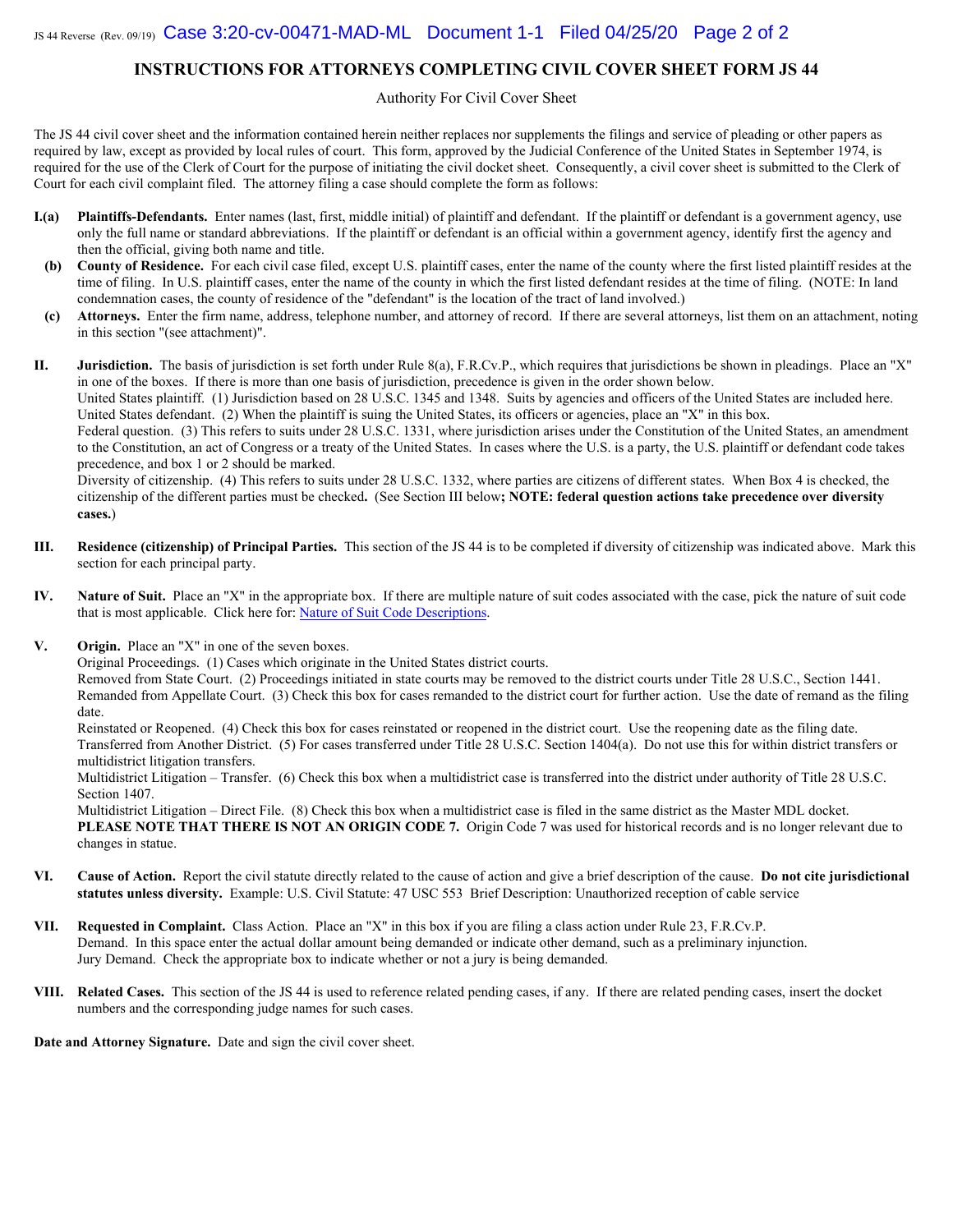# INSTRUCTIONS FOR ATTORNEYS COMPLETING CIVIL COVER SHEET FORM JS 44

Authority For Civil Cover Sheet

The JS 44 civil cover sheet and the information contained herein neither replaces nor supplements the filings and service of pleading or other papers as required by law, except as provided by local rules of court. This form, approved by the Judicial Conference of the United States in September 1974, is required for the use of the Clerk of Court for the purpose of initiating the civil docket sheet. Consequently, a civil cover sheet is submitted to the Clerk of Court for each civil complaint filed. The attorney filing a case should complete the form as follows:

**I.(a)** **Plaintiffs-Defendants.** Enter names (last, first, middle initial) of plaintiff and defendant. If the plaintiff or defendant is a government agency, use only the full name or standard abbreviations. If the plaintiff or defendant is an official within a government agency, identify first the agency and then the official, giving both name and title.

**(b)** **County of Residence.** For each civil case filed, except U.S. plaintiff cases, enter the name of the county where the first listed plaintiff resides at the time of filing. In U.S. plaintiff cases, enter the name of the county in which the first listed defendant resides at the time of filing. (NOTE: In land condemnation cases, the county of residence of the "defendant" is the location of the tract of land involved.)

**(c)** **Attorneys.** Enter the firm name, address, telephone number, and attorney of record. If there are several attorneys, list them on an attachment, noting in this section "(see attachment)".

**II.** **Jurisdiction.** The basis of jurisdiction is set forth under Rule 8(a), F.R.Cv.P., which requires that jurisdictions be shown in pleadings. Place an "X" in one of the boxes. If there is more than one basis of jurisdiction, precedence is given in the order shown below.
United States plaintiff. (1) Jurisdiction based on 28 U.S.C. 1345 and 1348. Suits by agencies and officers of the United States are included here.
United States defendant. (2) When the plaintiff is suing the United States, its officers or agencies, place an "X" in this box.
Federal question. (3) This refers to suits under 28 U.S.C. 1331, where jurisdiction arises under the Constitution of the United States, an amendment to the Constitution, an act of Congress or a treaty of the United States. In cases where the U.S. is a party, the U.S. plaintiff or defendant code takes precedence, and box 1 or 2 should be marked.
Diversity of citizenship. (4) This refers to suits under 28 U.S.C. 1332, where parties are citizens of different states. When Box 4 is checked, the citizenship of the different parties must be checked**.** (See Section III below**; NOTE: federal question actions take precedence over diversity cases.**)

**III.** **Residence (citizenship) of Principal Parties.** This section of the JS 44 is to be completed if diversity of citizenship was indicated above. Mark this section for each principal party.

**IV.** **Nature of Suit.** Place an "X" in the appropriate box. If there are multiple nature of suit codes associated with the case, pick the nature of suit code that is most applicable. Click here for: Nature of Suit Code Descriptions.

**V.** **Origin.** Place an "X" in one of the seven boxes.
Original Proceedings. (1) Cases which originate in the United States district courts.
Removed from State Court. (2) Proceedings initiated in state courts may be removed to the district courts under Title 28 U.S.C., Section 1441.
Remanded from Appellate Court. (3) Check this box for cases remanded to the district court for further action. Use the date of remand as the filing date.
Reinstated or Reopened. (4) Check this box for cases reinstated or reopened in the district court. Use the reopening date as the filing date.
Transferred from Another District. (5) For cases transferred under Title 28 U.S.C. Section 1404(a). Do not use this for within district transfers or multidistrict litigation transfers.
Multidistrict Litigation – Transfer. (6) Check this box when a multidistrict case is transferred into the district under authority of Title 28 U.S.C. Section 1407.
Multidistrict Litigation – Direct File. (8) Check this box when a multidistrict case is filed in the same district as the Master MDL docket.
**PLEASE NOTE THAT THERE IS NOT AN ORIGIN CODE 7.** Origin Code 7 was used for historical records and is no longer relevant due to changes in statue.

**VI.** **Cause of Action.** Report the civil statute directly related to the cause of action and give a brief description of the cause. **Do not cite jurisdictional statutes unless diversity.** Example: U.S. Civil Statute: 47 USC 553 Brief Description: Unauthorized reception of cable service

**VII.** **Requested in Complaint.** Class Action. Place an "X" in this box if you are filing a class action under Rule 23, F.R.Cv.P.
Demand. In this space enter the actual dollar amount being demanded or indicate other demand, such as a preliminary injunction.
Jury Demand. Check the appropriate box to indicate whether or not a jury is being demanded.

**VIII.** **Related Cases.** This section of the JS 44 is used to reference related pending cases, if any. If there are related pending cases, insert the docket numbers and the corresponding judge names for such cases.

**Date and Attorney Signature.** Date and sign the civil cover sheet.